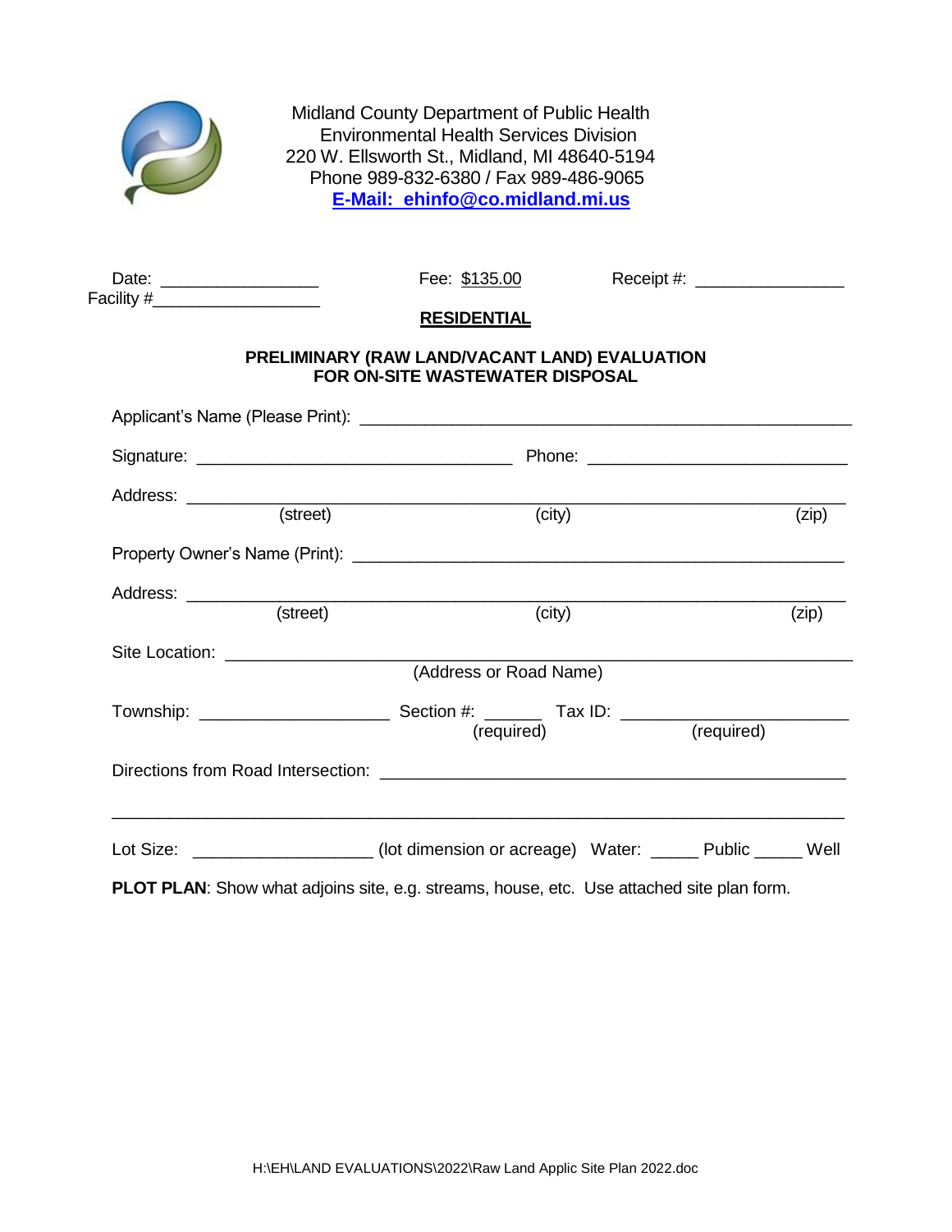Midland County Department of Public Health
Environmental Health Services Division
220 W. Ellsworth St., Midland, MI 48640-5194
Phone 989-832-6380 / Fax 989-486-9065
**E-Mail: ehinfo@co.midland.mi.us**

Date: ________________ Fee: $135.00 Receipt #: _______________
Facility #_________________

**RESIDENTIAL**

**PRELIMINARY (RAW LAND/VACANT LAND) EVALUATION FOR ON-SITE WASTEWATER DISPOSAL**

Applicant's Name (Please Print): _____________________________________________

Signature: ________________________________ Phone: ___________________________

Address: ______________________________________________________________________
(street) (city) (zip)

Property Owner's Name (Print): ______________________________________________

Address: ______________________________________________________________________
(street) (city) (zip)

Site Location: ________________________________________________________________
(Address or Road Name)

Township: ___________________ Section #: ______ (required) Tax ID: ______________________ (required)

Directions from Road Intersection: ___________________________________________

______________________________________________________________________________

Lot Size: __________________ (lot dimension or acreage) Water: _____ Public _____ Well

**PLOT PLAN**: Show what adjoins site, e.g. streams, house, etc. Use attached site plan form.

H:\EH\LAND EVALUATIONS\2022\Raw Land Applic Site Plan 2022.doc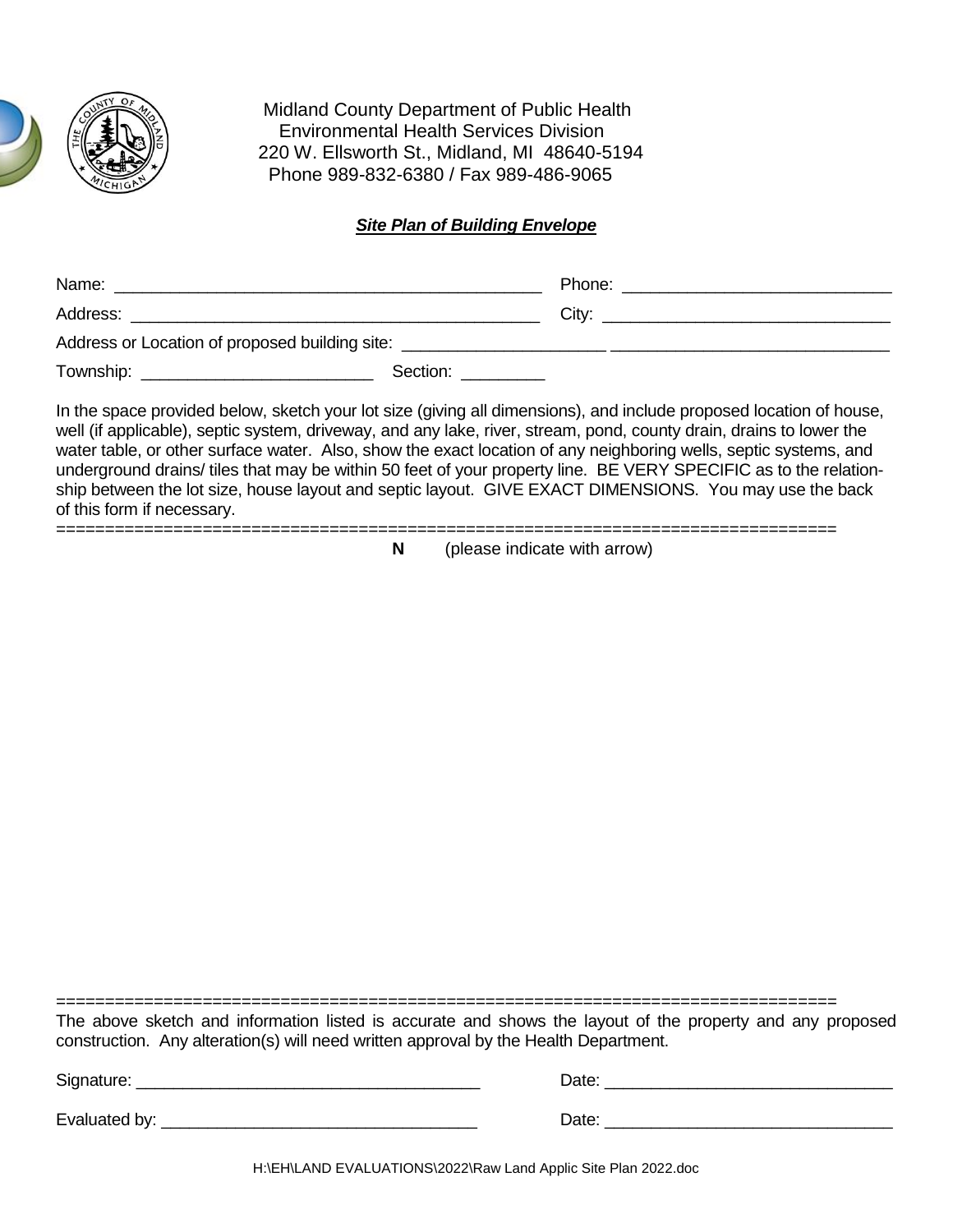Midland County Department of Public Health
Environmental Health Services Division
220 W. Ellsworth St., Midland, MI 48640-5194
Phone 989-832-6380 / Fax 989-486-9065

***Site Plan of Building Envelope***

Name: _____________________________________________ Phone: ____________________________

Address: ___________________________________________ City: ______________________________

Address or Location of proposed building site: _____________________ ____________________________

Township: ________________________ Section: _________

In the space provided below, sketch your lot size (giving all dimensions), and include proposed location of house, well (if applicable), septic system, driveway, and any lake, river, stream, pond, county drain, drains to lower the water table, or other surface water. Also, show the exact location of any neighboring wells, septic systems, and underground drains/ tiles that may be within 50 feet of your property line. BE VERY SPECIFIC as to the relationship between the lot size, house layout and septic layout. GIVE EXACT DIMENSIONS. You may use the back of this form if necessary.

==============================================================================

**N** (please indicate with arrow)

==============================================================================

The above sketch and information listed is accurate and shows the layout of the property and any proposed construction. Any alteration(s) will need written approval by the Health Department.

Signature: ___________________________________ Date: ______________________________

Evaluated by: ________________________________ Date: ______________________________

H:\EH\LAND EVALUATIONS\2022\Raw Land Applic Site Plan 2022.doc